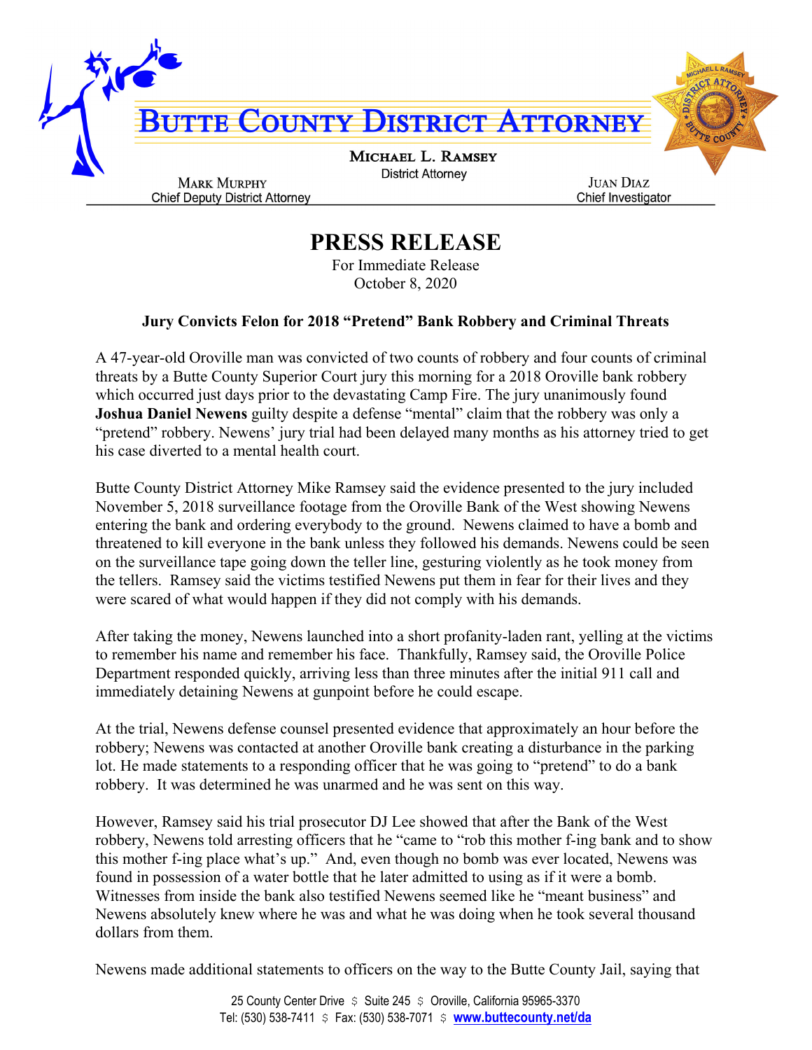# Butte County District Attorney

**Michael L. Ramsey**
District Attorney

**Mark Murphy**
Chief Deputy District Attorney

**Juan Diaz**
Chief Investigator

## PRESS RELEASE

For Immediate Release
October 8, 2020

### Jury Convicts Felon for 2018 "Pretend" Bank Robbery and Criminal Threats

A 47-year-old Oroville man was convicted of two counts of robbery and four counts of criminal threats by a Butte County Superior Court jury this morning for a 2018 Oroville bank robbery which occurred just days prior to the devastating Camp Fire. The jury unanimously found **Joshua Daniel Newens** guilty despite a defense "mental" claim that the robbery was only a "pretend" robbery. Newens' jury trial had been delayed many months as his attorney tried to get his case diverted to a mental health court.

Butte County District Attorney Mike Ramsey said the evidence presented to the jury included November 5, 2018 surveillance footage from the Oroville Bank of the West showing Newens entering the bank and ordering everybody to the ground. Newens claimed to have a bomb and threatened to kill everyone in the bank unless they followed his demands. Newens could be seen on the surveillance tape going down the teller line, gesturing violently as he took money from the tellers. Ramsey said the victims testified Newens put them in fear for their lives and they were scared of what would happen if they did not comply with his demands.

After taking the money, Newens launched into a short profanity-laden rant, yelling at the victims to remember his name and remember his face. Thankfully, Ramsey said, the Oroville Police Department responded quickly, arriving less than three minutes after the initial 911 call and immediately detaining Newens at gunpoint before he could escape.

At the trial, Newens defense counsel presented evidence that approximately an hour before the robbery; Newens was contacted at another Oroville bank creating a disturbance in the parking lot. He made statements to a responding officer that he was going to "pretend" to do a bank robbery. It was determined he was unarmed and he was sent on this way.

However, Ramsey said his trial prosecutor DJ Lee showed that after the Bank of the West robbery, Newens told arresting officers that he "came to "rob this mother f-ing bank and to show this mother f-ing place what's up." And, even though no bomb was ever located, Newens was found in possession of a water bottle that he later admitted to using as if it were a bomb. Witnesses from inside the bank also testified Newens seemed like he "meant business" and Newens absolutely knew where he was and what he was doing when he took several thousand dollars from them.

Newens made additional statements to officers on the way to the Butte County Jail, saying that

25 County Center Drive $ Suite 245 $ Oroville, California 95965-3370
Tel: (530) 538-7411 $ Fax: (530) 538-7071 $ www.buttecounty.net/da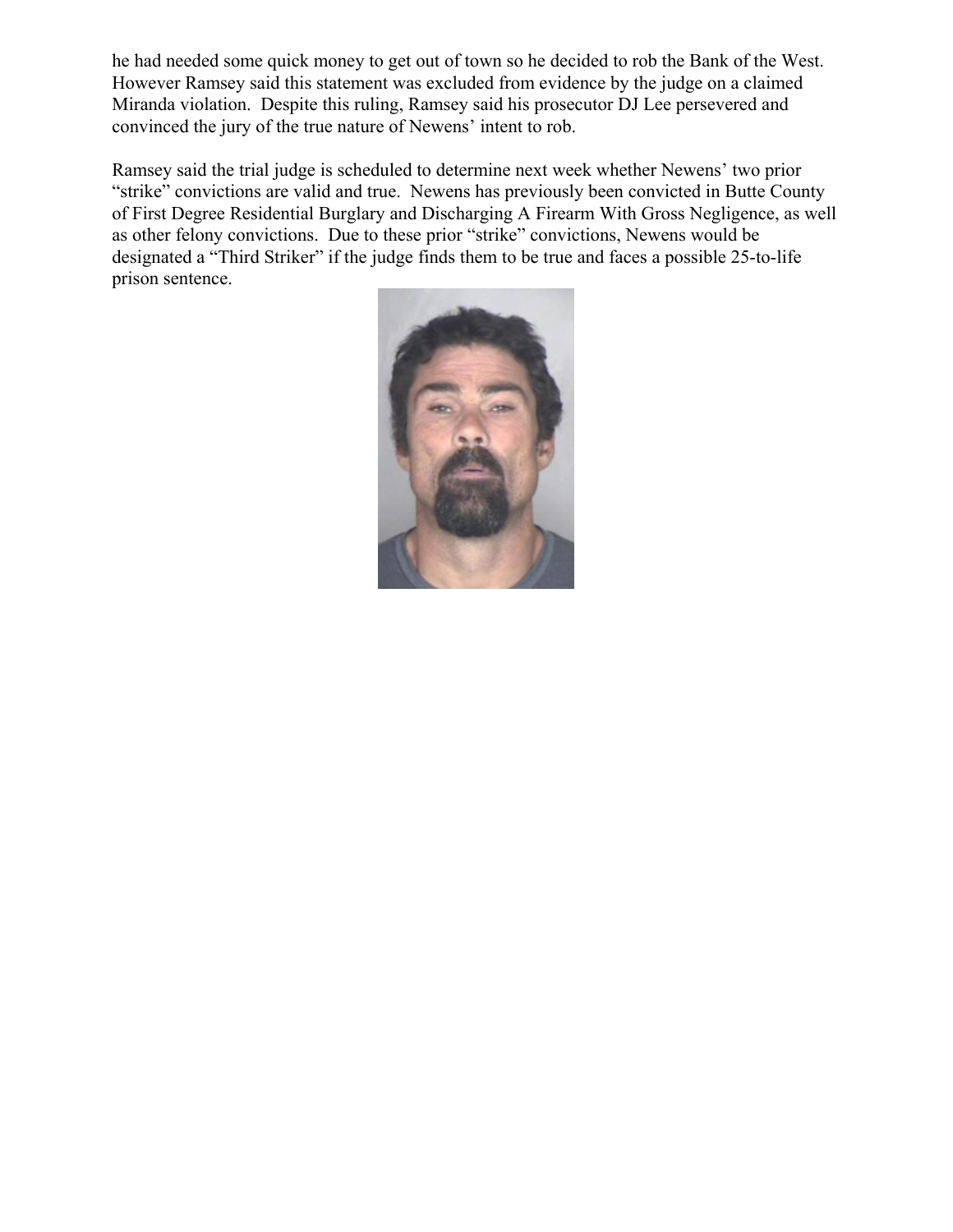he had needed some quick money to get out of town so he decided to rob the Bank of the West. However Ramsey said this statement was excluded from evidence by the judge on a claimed Miranda violation. Despite this ruling, Ramsey said his prosecutor DJ Lee persevered and convinced the jury of the true nature of Newens' intent to rob.

Ramsey said the trial judge is scheduled to determine next week whether Newens' two prior "strike" convictions are valid and true. Newens has previously been convicted in Butte County of First Degree Residential Burglary and Discharging A Firearm With Gross Negligence, as well as other felony convictions. Due to these prior "strike" convictions, Newens would be designated a "Third Striker" if the judge finds them to be true and faces a possible 25-to-life prison sentence.